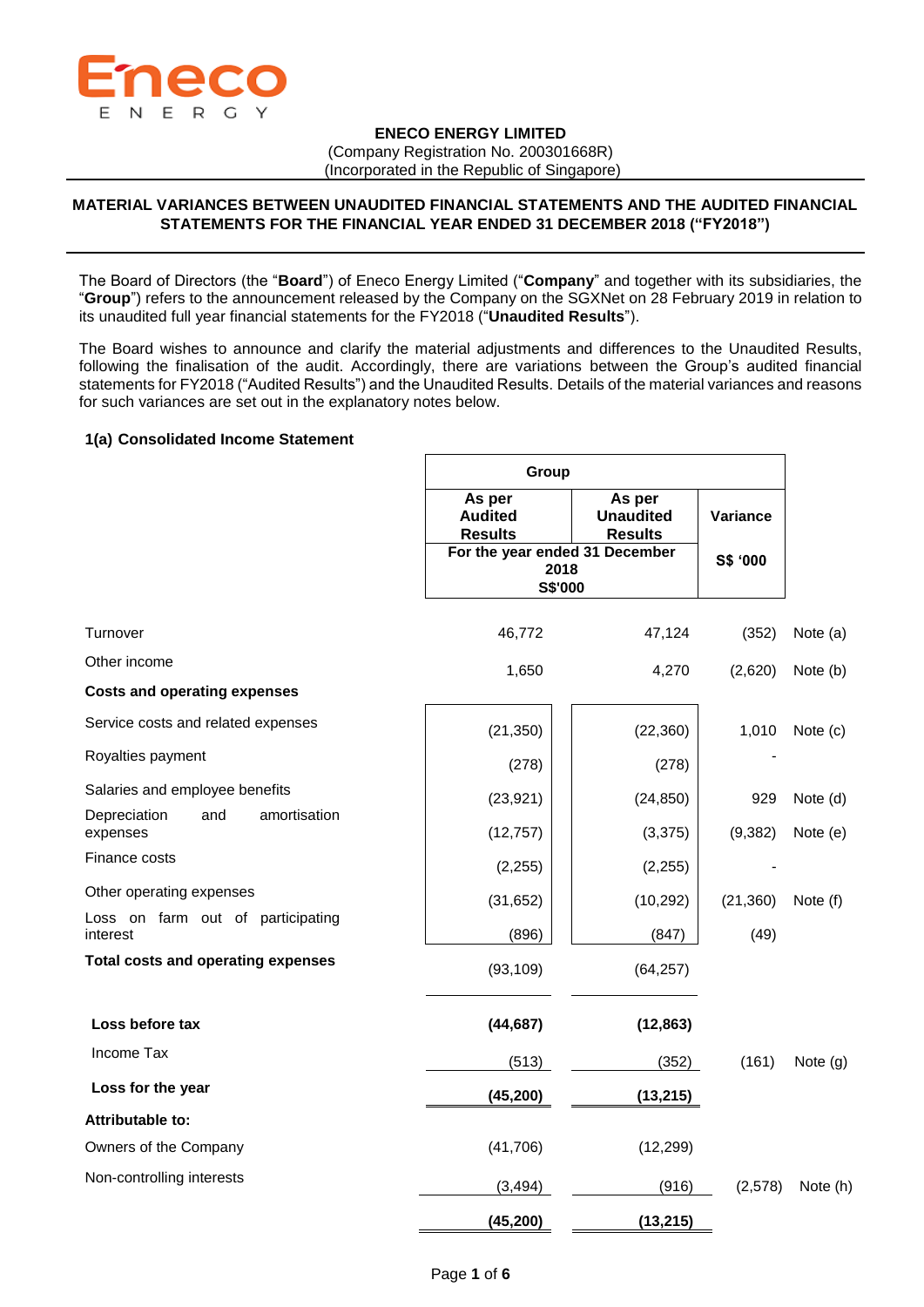**ENECO ENERGY LIMITED**
(Company Registration No. 200301668R)
(Incorporated in the Republic of Singapore)

**MATERIAL VARIANCES BETWEEN UNAUDITED FINANCIAL STATEMENTS AND THE AUDITED FINANCIAL STATEMENTS FOR THE FINANCIAL YEAR ENDED 31 DECEMBER 2018 ("FY2018")**

The Board of Directors (the "**Board**") of Eneco Energy Limited ("**Company**" and together with its subsidiaries, the "**Group**") refers to the announcement released by the Company on the SGXNet on 28 February 2019 in relation to its unaudited full year financial statements for the FY2018 ("**Unaudited Results**").

The Board wishes to announce and clarify the material adjustments and differences to the Unaudited Results, following the finalisation of the audit. Accordingly, there are variations between the Group's audited financial statements for FY2018 ("Audited Results") and the Unaudited Results. Details of the material variances and reasons for such variances are set out in the explanatory notes below.

**1(a) Consolidated Income Statement**

| | Group | | | |
|---|---|---|---|---|
| | **As per Audited Results** | **As per Unaudited Results** | **Variance** | |
| | **For the year ended 31 December 2018 S$'000** | | **S$ '000** | |
| Turnover | 46,772 | 47,124 | (352) | Note (a) |
| Other income | 1,650 | 4,270 | (2,620) | Note (b) |
| **Costs and operating expenses** | | | | |
| Service costs and related expenses | (21,350) | (22,360) | 1,010 | Note (c) |
| Royalties payment | (278) | (278) | - | |
| Salaries and employee benefits | (23,921) | (24,850) | 929 | Note (d) |
| Depreciation and amortisation expenses | (12,757) | (3,375) | (9,382) | Note (e) |
| Finance costs | (2,255) | (2,255) | - | |
| Other operating expenses | (31,652) | (10,292) | (21,360) | Note (f) |
| Loss on farm out of participating interest | (896) | (847) | (49) | |
| **Total costs and operating expenses** | (93,109) | (64,257) | | |
| **Loss before tax** | **(44,687)** | **(12,863)** | | |
| Income Tax | (513) | (352) | (161) | Note (g) |
| **Loss for the year** | **(45,200)** | **(13,215)** | | |
| **Attributable to:** | | | | |
| Owners of the Company | (41,706) | (12,299) | | |
| Non-controlling interests | (3,494) | (916) | (2,578) | Note (h) |
| | **(45,200)** | **(13,215)** | | |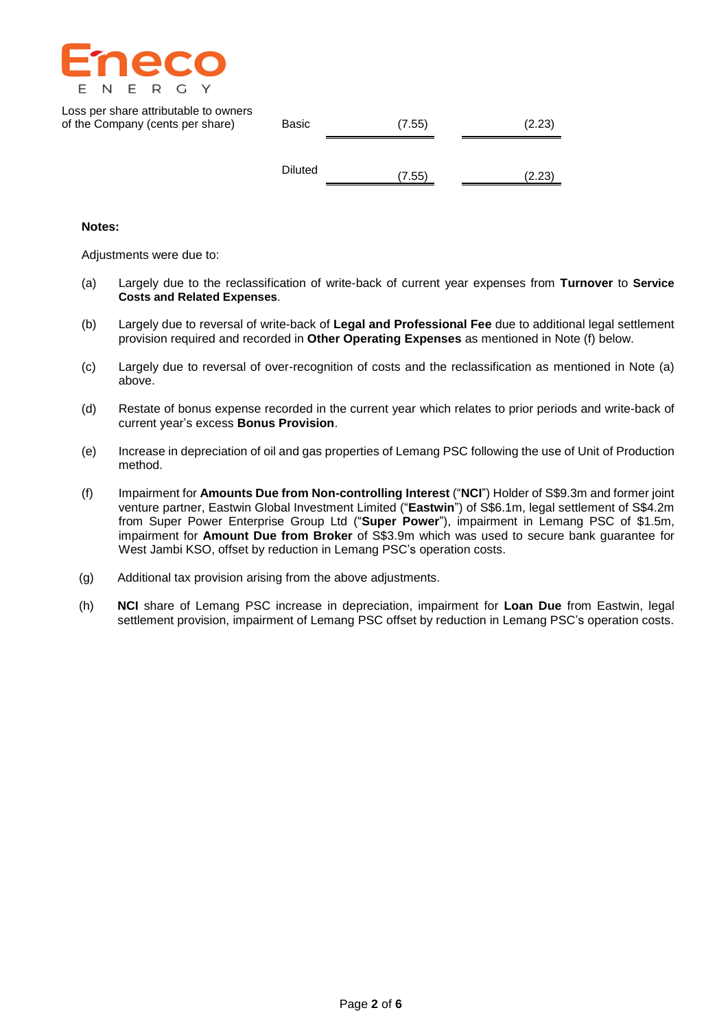| | | | |
|---|---|---|---|
| Loss per share attributable to owners of the Company (cents per share) | Basic | (7.55) | (2.23) |
| | Diluted | (7.55) | (2.23) |

**Notes:**

Adjustments were due to:

(a) Largely due to the reclassification of write-back of current year expenses from **Turnover** to **Service Costs and Related Expenses**.

(b) Largely due to reversal of write-back of **Legal and Professional Fee** due to additional legal settlement provision required and recorded in **Other Operating Expenses** as mentioned in Note (f) below.

(c) Largely due to reversal of over-recognition of costs and the reclassification as mentioned in Note (a) above.

(d) Restate of bonus expense recorded in the current year which relates to prior periods and write-back of current year's excess **Bonus Provision**.

(e) Increase in depreciation of oil and gas properties of Lemang PSC following the use of Unit of Production method.

(f) Impairment for **Amounts Due from Non-controlling Interest** ("**NCI**") Holder of S$9.3m and former joint venture partner, Eastwin Global Investment Limited ("**Eastwin**") of S$6.1m, legal settlement of S$4.2m from Super Power Enterprise Group Ltd ("**Super Power**"), impairment in Lemang PSC of $1.5m, impairment for **Amount Due from Broker** of S$3.9m which was used to secure bank guarantee for West Jambi KSO, offset by reduction in Lemang PSC's operation costs.

(g) Additional tax provision arising from the above adjustments.

(h) **NCI** share of Lemang PSC increase in depreciation, impairment for **Loan Due** from Eastwin, legal settlement provision, impairment of Lemang PSC offset by reduction in Lemang PSC's operation costs.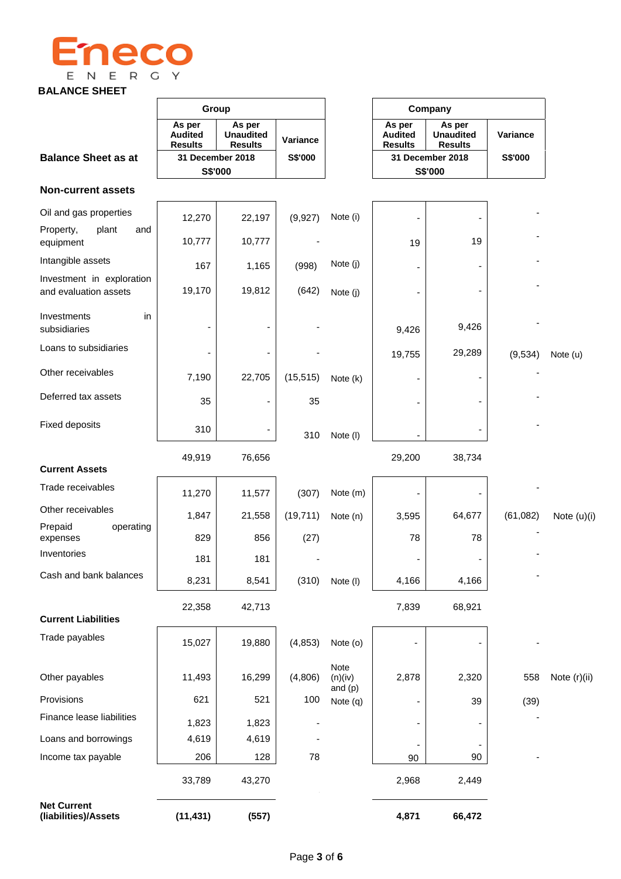Eneco ENERGY

**BALANCE SHEET**

| Balance Sheet as at | Group | | | | Company | | | |
|---|---|---|---|---|---|---|---|---|
| | As per Audited Results | As per Unaudited Results | Variance | | As per Audited Results | As per Unaudited Results | Variance | |
| | 31 December 2018 S$'000 | | S$'000 | | 31 December 2018 S$'000 | | S$'000 | |
| **Non-current assets** | | | | | | | | |
| Oil and gas properties | 12,270 | 22,197 | (9,927) | Note (i) | - | - | - | |
| Property, plant and equipment | 10,777 | 10,777 | - | | 19 | 19 | - | |
| Intangible assets | 167 | 1,165 | (998) | Note (j) | - | - | - | |
| Investment in exploration and evaluation assets | 19,170 | 19,812 | (642) | Note (j) | - | - | - | |
| Investments in subsidiaries | - | - | - | | 9,426 | 9,426 | - | |
| Loans to subsidiaries | - | - | - | | 19,755 | 29,289 | (9,534) | Note (u) |
| Other receivables | 7,190 | 22,705 | (15,515) | Note (k) | - | - | - | |
| Deferred tax assets | 35 | - | 35 | | - | - | - | |
| Fixed deposits | 310 | - | 310 | Note (l) | - | - | - | |
| | 49,919 | 76,656 | | | 29,200 | 38,734 | | |
| **Current Assets** | | | | | | | | |
| Trade receivables | 11,270 | 11,577 | (307) | Note (m) | - | - | - | |
| Other receivables | 1,847 | 21,558 | (19,711) | Note (n) | 3,595 | 64,677 | (61,082) | Note (u)(i) |
| Prepaid operating expenses | 829 | 856 | (27) | | 78 | 78 | - | |
| Inventories | 181 | 181 | - | | - | - | - | |
| Cash and bank balances | 8,231 | 8,541 | (310) | Note (l) | 4,166 | 4,166 | - | |
| | 22,358 | 42,713 | | | 7,839 | 68,921 | | |
| **Current Liabilities** | | | | | | | | |
| Trade payables | 15,027 | 19,880 | (4,853) | Note (o) | - | - | - | |
| Other payables | 11,493 | 16,299 | (4,806) | Note (n)(iv) and (p) | 2,878 | 2,320 | 558 | Note (r)(ii) |
| Provisions | 621 | 521 | 100 | Note (q) | - | 39 | (39) | |
| Finance lease liabilities | 1,823 | 1,823 | - | | - | - | - | |
| Loans and borrowings | 4,619 | 4,619 | - | | - | - | | |
| Income tax payable | 206 | 128 | 78 | | 90 | 90 | - | |
| | 33,789 | 43,270 | | | 2,968 | 2,449 | | |
| **Net Current (liabilities)/Assets** | **(11,431)** | **(557)** | | | **4,871** | **66,472** | | |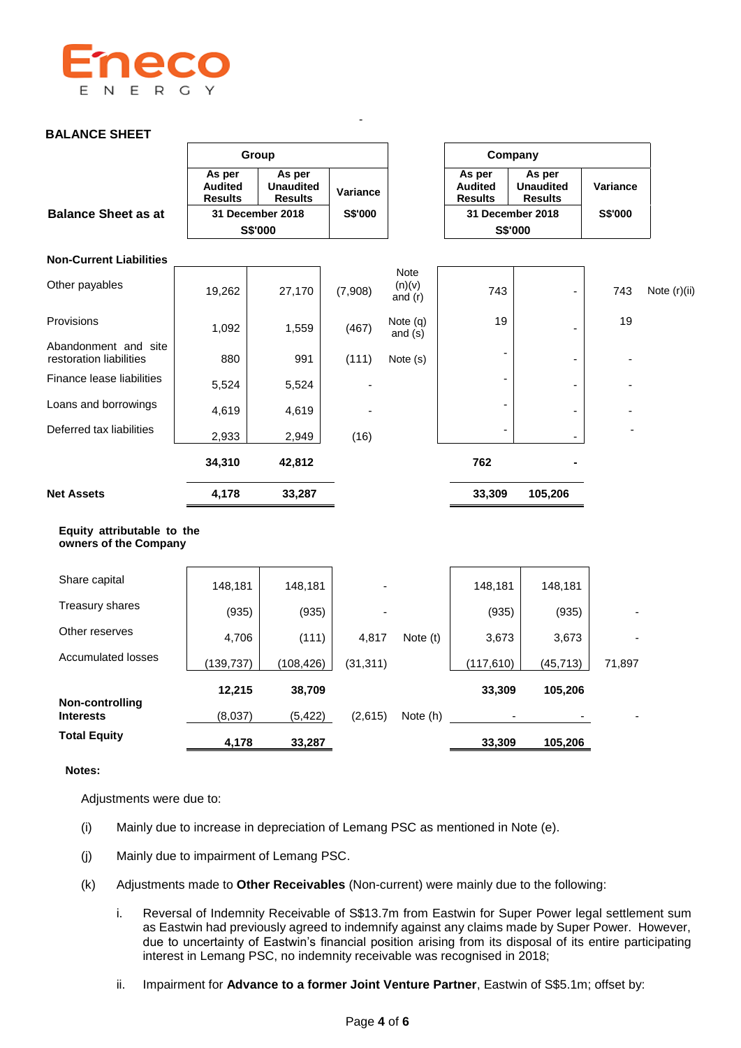## BALANCE SHEET

| Balance Sheet as at | Group | | | | Company | | | |
|---|---|---|---|---|---|---|---|---|
| | As per Audited Results | As per Unaudited Results | Variance | | As per Audited Results | As per Unaudited Results | Variance | |
| | 31 December 2018 | | S$'000 | | 31 December 2018 | | S$'000 | |
| | S$'000 | | | | S$'000 | | | |
| **Non-Current Liabilities** | | | | | | | | |
| Other payables | 19,262 | 27,170 | (7,908) | Note (n)(v) and (r) | 743 | - | 743 | Note (r)(ii) |
| Provisions | 1,092 | 1,559 | (467) | Note (q) and (s) | 19 | - | 19 | |
| Abandonment and site restoration liabilities | 880 | 991 | (111) | Note (s) | - | - | - | |
| Finance lease liabilities | 5,524 | 5,524 | - | | - | - | - | |
| Loans and borrowings | 4,619 | 4,619 | - | | - | - | - | |
| Deferred tax liabilities | 2,933 | 2,949 | (16) | | - | - | - | |
| | **34,310** | **42,812** | | | **762** | **-** | | |
| **Net Assets** | **4,178** | **33,287** | | | **33,309** | **105,206** | | |
| **Equity attributable to the owners of the Company** | | | | | | | | |
| Share capital | 148,181 | 148,181 | - | | 148,181 | 148,181 | | |
| Treasury shares | (935) | (935) | - | | (935) | (935) | - | |
| Other reserves | 4,706 | (111) | 4,817 | Note (t) | 3,673 | 3,673 | - | |
| Accumulated losses | (139,737) | (108,426) | (31,311) | | (117,610) | (45,713) | 71,897 | |
| | **12,215** | **38,709** | | | **33,309** | **105,206** | | |
| **Non-controlling Interests** | (8,037) | (5,422) | (2,615) | Note (h) | - | - | - | |
| **Total Equity** | **4,178** | **33,287** | | | **33,309** | **105,206** | | |

**Notes:**

Adjustments were due to:

(i) Mainly due to increase in depreciation of Lemang PSC as mentioned in Note (e).

(j) Mainly due to impairment of Lemang PSC.

(k) Adjustments made to **Other Receivables** (Non-current) were mainly due to the following:

i. Reversal of Indemnity Receivable of S$13.7m from Eastwin for Super Power legal settlement sum as Eastwin had previously agreed to indemnify against any claims made by Super Power. However, due to uncertainty of Eastwin's financial position arising from its disposal of its entire participating interest in Lemang PSC, no indemnity receivable was recognised in 2018;

ii. Impairment for **Advance to a former Joint Venture Partner**, Eastwin of S$5.1m; offset by: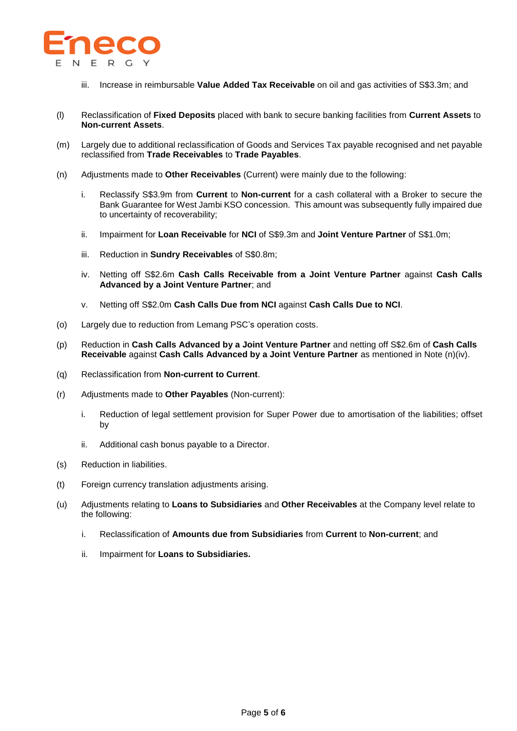iii. Increase in reimbursable **Value Added Tax Receivable** on oil and gas activities of S$3.3m; and

(l) Reclassification of **Fixed Deposits** placed with bank to secure banking facilities from **Current Assets** to **Non-current Assets**.

(m) Largely due to additional reclassification of Goods and Services Tax payable recognised and net payable reclassified from **Trade Receivables** to **Trade Payables**.

(n) Adjustments made to **Other Receivables** (Current) were mainly due to the following:

i. Reclassify S$3.9m from **Current** to **Non-current** for a cash collateral with a Broker to secure the Bank Guarantee for West Jambi KSO concession. This amount was subsequently fully impaired due to uncertainty of recoverability;

ii. Impairment for **Loan Receivable** for **NCI** of S$9.3m and **Joint Venture Partner** of S$1.0m;

iii. Reduction in **Sundry Receivables** of S$0.8m;

iv. Netting off S$2.6m **Cash Calls Receivable from a Joint Venture Partner** against **Cash Calls Advanced by a Joint Venture Partner**; and

v. Netting off S$2.0m **Cash Calls Due from NCI** against **Cash Calls Due to NCI**.

(o) Largely due to reduction from Lemang PSC's operation costs.

(p) Reduction in **Cash Calls Advanced by a Joint Venture Partner** and netting off S$2.6m of **Cash Calls Receivable** against **Cash Calls Advanced by a Joint Venture Partner** as mentioned in Note (n)(iv).

(q) Reclassification from **Non-current to Current**.

(r) Adjustments made to **Other Payables** (Non-current):

i. Reduction of legal settlement provision for Super Power due to amortisation of the liabilities; offset by

ii. Additional cash bonus payable to a Director.

(s) Reduction in liabilities.

(t) Foreign currency translation adjustments arising.

(u) Adjustments relating to **Loans to Subsidiaries** and **Other Receivables** at the Company level relate to the following:

i. Reclassification of **Amounts due from Subsidiaries** from **Current** to **Non-current**; and

ii. Impairment for **Loans to Subsidiaries.**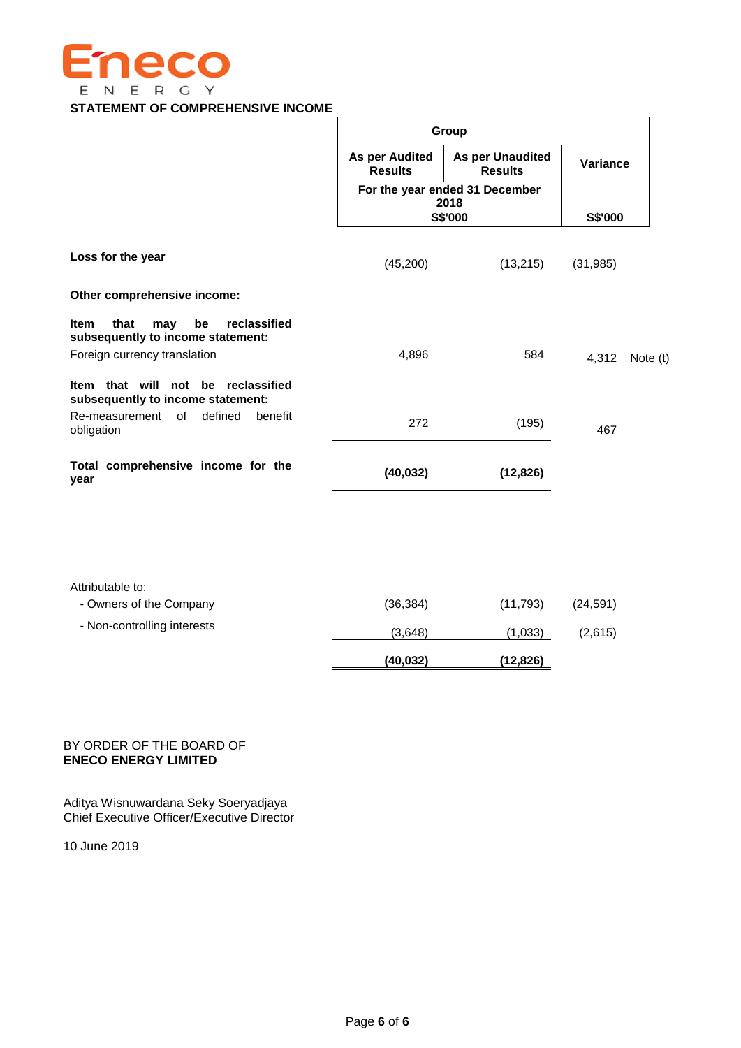Eneco ENERGY

**STATEMENT OF COMPREHENSIVE INCOME**

| | Group | | | |
|---|---|---|---|---|
| | As per Audited Results | As per Unaudited Results | Variance | |
| | For the year ended 31 December 2018 S$'000 | | S$'000 | |
| **Loss for the year** | (45,200) | (13,215) | (31,985) | |
| **Other comprehensive income:** | | | | |
| **Item that may be reclassified subsequently to income statement:** | | | | |
| Foreign currency translation | 4,896 | 584 | 4,312 | Note (t) |
| **Item that will not be reclassified subsequently to income statement:** | | | | |
| Re-measurement of defined benefit obligation | 272 | (195) | 467 | |
| **Total comprehensive income for the year** | **(40,032)** | **(12,826)** | | |
| Attributable to: | | | | |
| - Owners of the Company | (36,384) | (11,793) | (24,591) | |
| - Non-controlling interests | (3,648) | (1,033) | (2,615) | |
| | **(40,032)** | **(12,826)** | | |

BY ORDER OF THE BOARD OF
**ENECO ENERGY LIMITED**

Aditya Wisnuwardana Seky Soeryadjaya
Chief Executive Officer/Executive Director

10 June 2019